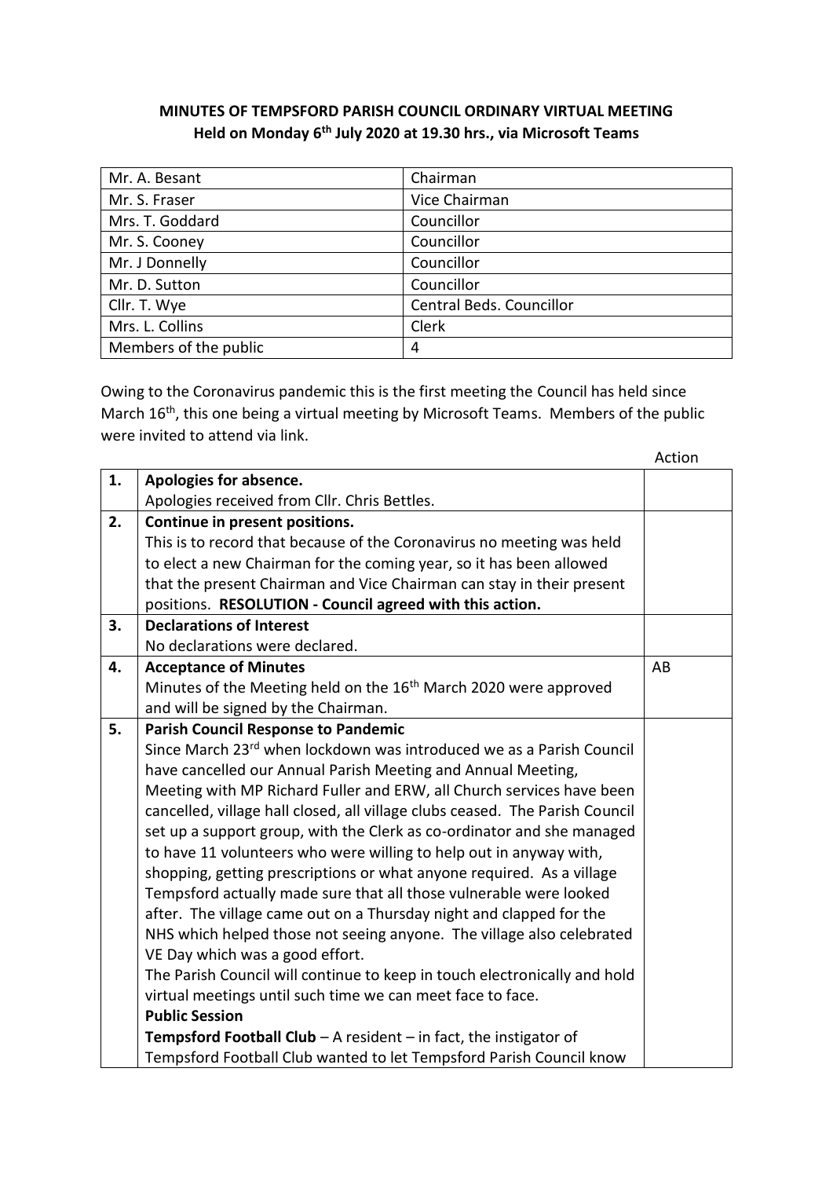**MINUTES OF TEMPSFORD PARISH COUNCIL ORDINARY VIRTUAL MEETING**
**Held on Monday 6th July 2020 at 19.30 hrs., via Microsoft Teams**

| | |
|---|---|
| Mr. A. Besant | Chairman |
| Mr. S. Fraser | Vice Chairman |
| Mrs. T. Goddard | Councillor |
| Mr. S. Cooney | Councillor |
| Mr. J Donnelly | Councillor |
| Mr. D. Sutton | Councillor |
| Cllr. T. Wye | Central Beds. Councillor |
| Mrs. L. Collins | Clerk |
| Members of the public | 4 |

Owing to the Coronavirus pandemic this is the first meeting the Council has held since March 16th, this one being a virtual meeting by Microsoft Teams. Members of the public were invited to attend via link.

| | | Action |
|---|---|---|
| **1.** | **Apologies for absence.**<br>Apologies received from Cllr. Chris Bettles. | |
| **2.** | **Continue in present positions.**<br>This is to record that because of the Coronavirus no meeting was held to elect a new Chairman for the coming year, so it has been allowed that the present Chairman and Vice Chairman can stay in their present positions. **RESOLUTION - Council agreed with this action.** | |
| **3.** | **Declarations of Interest**<br>No declarations were declared. | |
| **4.** | **Acceptance of Minutes**<br>Minutes of the Meeting held on the 16th March 2020 were approved and will be signed by the Chairman. | AB |
| **5.** | **Parish Council Response to Pandemic**<br>Since March 23rd when lockdown was introduced we as a Parish Council have cancelled our Annual Parish Meeting and Annual Meeting, Meeting with MP Richard Fuller and ERW, all Church services have been cancelled, village hall closed, all village clubs ceased. The Parish Council set up a support group, with the Clerk as co-ordinator and she managed to have 11 volunteers who were willing to help out in anyway with, shopping, getting prescriptions or what anyone required. As a village Tempsford actually made sure that all those vulnerable were looked after. The village came out on a Thursday night and clapped for the NHS which helped those not seeing anyone. The village also celebrated VE Day which was a good effort.<br>The Parish Council will continue to keep in touch electronically and hold virtual meetings until such time we can meet face to face.<br>**Public Session**<br>**Tempsford Football Club** – A resident – in fact, the instigator of Tempsford Football Club wanted to let Tempsford Parish Council know | |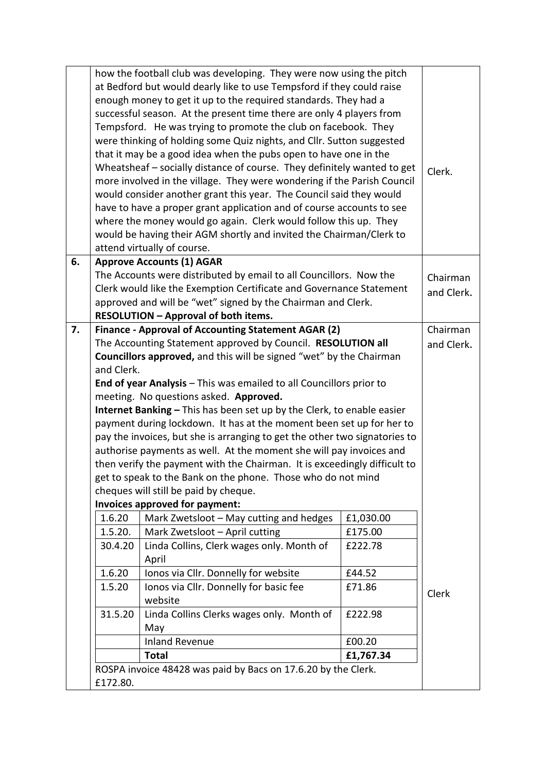| | | |
|---|---|---|
| | how the football club was developing. They were now using the pitch at Bedford but would dearly like to use Tempsford if they could raise enough money to get it up to the required standards. They had a successful season. At the present time there are only 4 players from Tempsford. He was trying to promote the club on facebook. They were thinking of holding some Quiz nights, and Cllr. Sutton suggested that it may be a good idea when the pubs open to have one in the Wheatsheaf – socially distance of course. They definitely wanted to get more involved in the village. They were wondering if the Parish Council would consider another grant this year. The Council said they would have to have a proper grant application and of course accounts to see where the money would go again. Clerk would follow this up. They would be having their AGM shortly and invited the Chairman/Clerk to attend virtually of course. | Clerk. |
| 6. | **Approve Accounts (1) AGAR**<br>The Accounts were distributed by email to all Councillors. Now the Clerk would like the Exemption Certificate and Governance Statement approved and will be "wet" signed by the Chairman and Clerk.<br>**RESOLUTION – Approval of both items.** | Chairman and Clerk. |
| 7. | **Finance - Approval of Accounting Statement AGAR (2)**<br>The Accounting Statement approved by Council. **RESOLUTION all Councillors approved,** and this will be signed "wet" by the Chairman and Clerk.<br>**End of year Analysis** – This was emailed to all Councillors prior to meeting. No questions asked. **Approved.**<br>**Internet Banking –** This has been set up by the Clerk, to enable easier payment during lockdown. It has at the moment been set up for her to pay the invoices, but she is arranging to get the other two signatories to authorise payments as well. At the moment she will pay invoices and then verify the payment with the Chairman. It is exceedingly difficult to get to speak to the Bank on the phone. Those who do not mind cheques will still be paid by cheque.<br>**Invoices approved for payment:** | Chairman and Clerk. |

| Date | Item | Amount |
|---|---|---|
| 1.6.20 | Mark Zwetsloot – May cutting and hedges | £1,030.00 |
| 1.5.20. | Mark Zwetsloot – April cutting | £175.00 |
| 30.4.20 | Linda Collins, Clerk wages only. Month of April | £222.78 |
| 1.6.20 | Ionos via Cllr. Donnelly for website | £44.52 |
| 1.5.20 | Ionos via Cllr. Donnelly for basic fee website | £71.86 |
| 31.5.20 | Linda Collins Clerks wages only. Month of May | £222.98 |
| | Inland Revenue | £00.20 |
| | **Total** | **£1,767.34** |

Action: Clerk

ROSPA invoice 48428 was paid by Bacs on 17.6.20 by the Clerk. £172.80.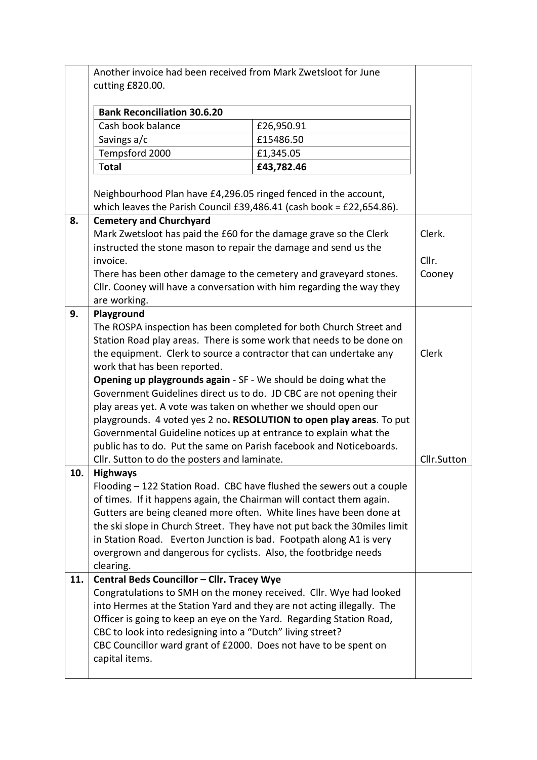| | | |
|---|---|---|
| | Another invoice had been received from Mark Zwetsloot for June cutting £820.00.<br><br>**Bank Reconciliation 30.6.20**<br>Cash book balance: £26,950.91<br>Savings a/c: £15486.50<br>Tempsford 2000: £1,345.05<br>**Total: £43,782.46**<br><br>Neighbourhood Plan have £4,296.05 ringed fenced in the account, which leaves the Parish Council £39,486.41 (cash book = £22,654.86). | |
| **8.** | **Cemetery and Churchyard**<br>Mark Zwetsloot has paid the £60 for the damage grave so the Clerk instructed the stone mason to repair the damage and send us the invoice.<br>There has been other damage to the cemetery and graveyard stones. Cllr. Cooney will have a conversation with him regarding the way they are working. | Clerk.<br><br>Cllr. Cooney |
| **9.** | **Playground**<br>The ROSPA inspection has been completed for both Church Street and Station Road play areas. There is some work that needs to be done on the equipment. Clerk to source a contractor that can undertake any work that has been reported.<br>**Opening up playgrounds again** - SF - We should be doing what the Government Guidelines direct us to do. JD CBC are not opening their play areas yet. A vote was taken on whether we should open our playgrounds. 4 voted yes 2 no**. RESOLUTION to open play areas**. To put Governmental Guideline notices up at entrance to explain what the public has to do. Put the same on Parish facebook and Noticeboards. Cllr. Sutton to do the posters and laminate. | Clerk<br><br><br>Cllr.Sutton |
| **10.** | **Highways**<br>Flooding – 122 Station Road. CBC have flushed the sewers out a couple of times. If it happens again, the Chairman will contact them again. Gutters are being cleaned more often. White lines have been done at the ski slope in Church Street. They have not put back the 30miles limit in Station Road. Everton Junction is bad. Footpath along A1 is very overgrown and dangerous for cyclists. Also, the footbridge needs clearing. | |
| **11.** | **Central Beds Councillor – Cllr. Tracey Wye**<br>Congratulations to SMH on the money received. Cllr. Wye had looked into Hermes at the Station Yard and they are not acting illegally. The Officer is going to keep an eye on the Yard. Regarding Station Road, CBC to look into redesigning into a "Dutch" living street?<br>CBC Councillor ward grant of £2000. Does not have to be spent on capital items. | |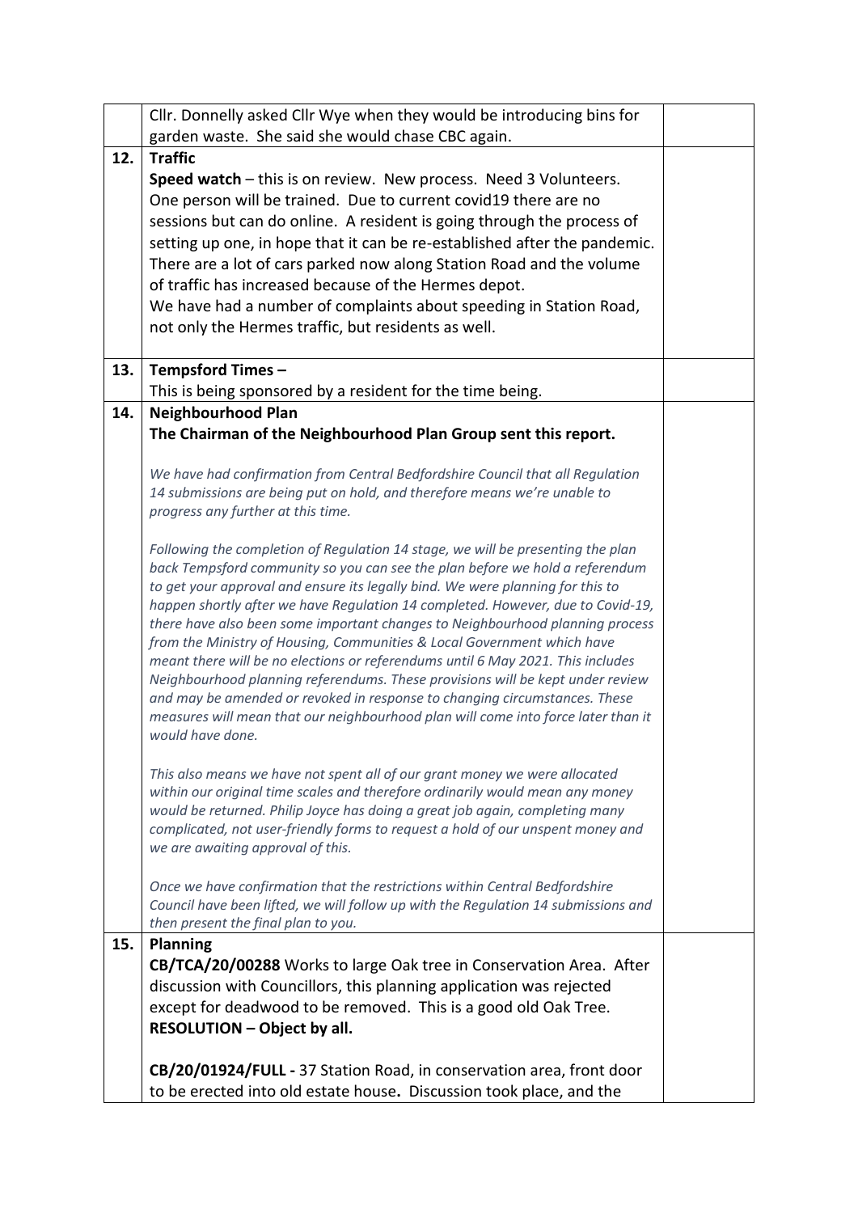| | | |
|---|---|---|
| | Cllr. Donnelly asked Cllr Wye when they would be introducing bins for garden waste. She said she would chase CBC again. | |
| **12.** | **Traffic**<br>**Speed watch** – this is on review. New process. Need 3 Volunteers. One person will be trained. Due to current covid19 there are no sessions but can do online. A resident is going through the process of setting up one, in hope that it can be re-established after the pandemic. There are a lot of cars parked now along Station Road and the volume of traffic has increased because of the Hermes depot.<br>We have had a number of complaints about speeding in Station Road, not only the Hermes traffic, but residents as well. | |
| **13.** | **Tempsford Times –**<br>This is being sponsored by a resident for the time being. | |
| **14.** | **Neighbourhood Plan**<br>**The Chairman of the Neighbourhood Plan Group sent this report.**<br><br>*We have had confirmation from Central Bedfordshire Council that all Regulation 14 submissions are being put on hold, and therefore means we're unable to progress any further at this time.*<br><br>*Following the completion of Regulation 14 stage, we will be presenting the plan back Tempsford community so you can see the plan before we hold a referendum to get your approval and ensure its legally bind. We were planning for this to happen shortly after we have Regulation 14 completed. However, due to Covid-19, there have also been some important changes to Neighbourhood planning process from the Ministry of Housing, Communities & Local Government which have meant there will be no elections or referendums until 6 May 2021. This includes Neighbourhood planning referendums. These provisions will be kept under review and may be amended or revoked in response to changing circumstances. These measures will mean that our neighbourhood plan will come into force later than it would have done.*<br><br>*This also means we have not spent all of our grant money we were allocated within our original time scales and therefore ordinarily would mean any money would be returned. Philip Joyce has doing a great job again, completing many complicated, not user-friendly forms to request a hold of our unspent money and we are awaiting approval of this.*<br><br>*Once we have confirmation that the restrictions within Central Bedfordshire Council have been lifted, we will follow up with the Regulation 14 submissions and then present the final plan to you.* | |
| **15.** | **Planning**<br>**CB/TCA/20/00288** Works to large Oak tree in Conservation Area. After discussion with Councillors, this planning application was rejected except for deadwood to be removed. This is a good old Oak Tree.<br>**RESOLUTION – Object by all.**<br><br>**CB/20/01924/FULL -** 37 Station Road, in conservation area, front door to be erected into old estate house. Discussion took place, and the | |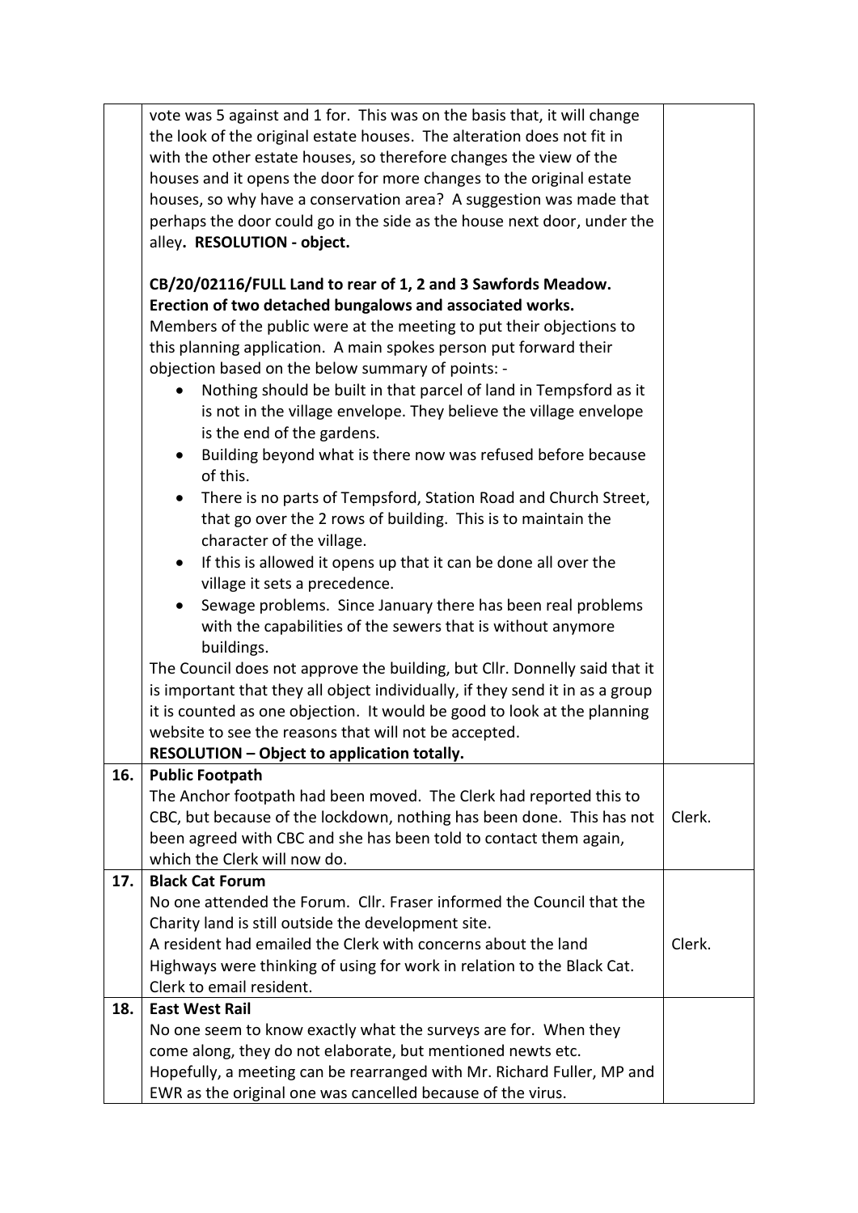| | | |
|---|---|---|
| | vote was 5 against and 1 for. This was on the basis that, it will change the look of the original estate houses. The alteration does not fit in with the other estate houses, so therefore changes the view of the houses and it opens the door for more changes to the original estate houses, so why have a conservation area? A suggestion was made that perhaps the door could go in the side as the house next door, under the alley. **RESOLUTION - object.**<br><br>**CB/20/02116/FULL Land to rear of 1, 2 and 3 Sawfords Meadow. Erection of two detached bungalows and associated works.**<br>Members of the public were at the meeting to put their objections to this planning application. A main spokes person put forward their objection based on the below summary of points: -<br>• Nothing should be built in that parcel of land in Tempsford as it is not in the village envelope. They believe the village envelope is the end of the gardens.<br>• Building beyond what is there now was refused before because of this.<br>• There is no parts of Tempsford, Station Road and Church Street, that go over the 2 rows of building. This is to maintain the character of the village.<br>• If this is allowed it opens up that it can be done all over the village it sets a precedence.<br>• Sewage problems. Since January there has been real problems with the capabilities of the sewers that is without anymore buildings.<br>The Council does not approve the building, but Cllr. Donnelly said that it is important that they all object individually, if they send it in as a group it is counted as one objection. It would be good to look at the planning website to see the reasons that will not be accepted.<br>**RESOLUTION – Object to application totally.** | |
| **16.** | **Public Footpath**<br>The Anchor footpath had been moved. The Clerk had reported this to CBC, but because of the lockdown, nothing has been done. This has not been agreed with CBC and she has been told to contact them again, which the Clerk will now do. | Clerk. |
| **17.** | **Black Cat Forum**<br>No one attended the Forum. Cllr. Fraser informed the Council that the Charity land is still outside the development site.<br>A resident had emailed the Clerk with concerns about the land Highways were thinking of using for work in relation to the Black Cat. Clerk to email resident. | Clerk. |
| **18.** | **East West Rail**<br>No one seem to know exactly what the surveys are for. When they come along, they do not elaborate, but mentioned newts etc. Hopefully, a meeting can be rearranged with Mr. Richard Fuller, MP and EWR as the original one was cancelled because of the virus. | |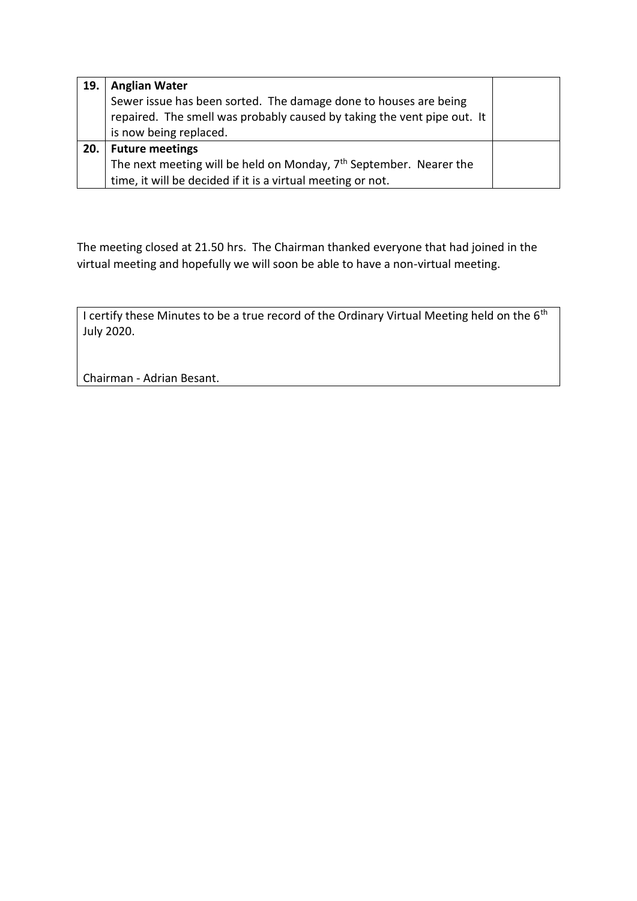| | | |
|---|---|---|
| **19.** | **Anglian Water**<br>Sewer issue has been sorted. The damage done to houses are being repaired. The smell was probably caused by taking the vent pipe out. It is now being replaced. | |
| **20.** | **Future meetings**<br>The next meeting will be held on Monday, 7th September. Nearer the time, it will be decided if it is a virtual meeting or not. | |

The meeting closed at 21.50 hrs. The Chairman thanked everyone that had joined in the virtual meeting and hopefully we will soon be able to have a non-virtual meeting.

I certify these Minutes to be a true record of the Ordinary Virtual Meeting held on the 6th July 2020.

Chairman - Adrian Besant.